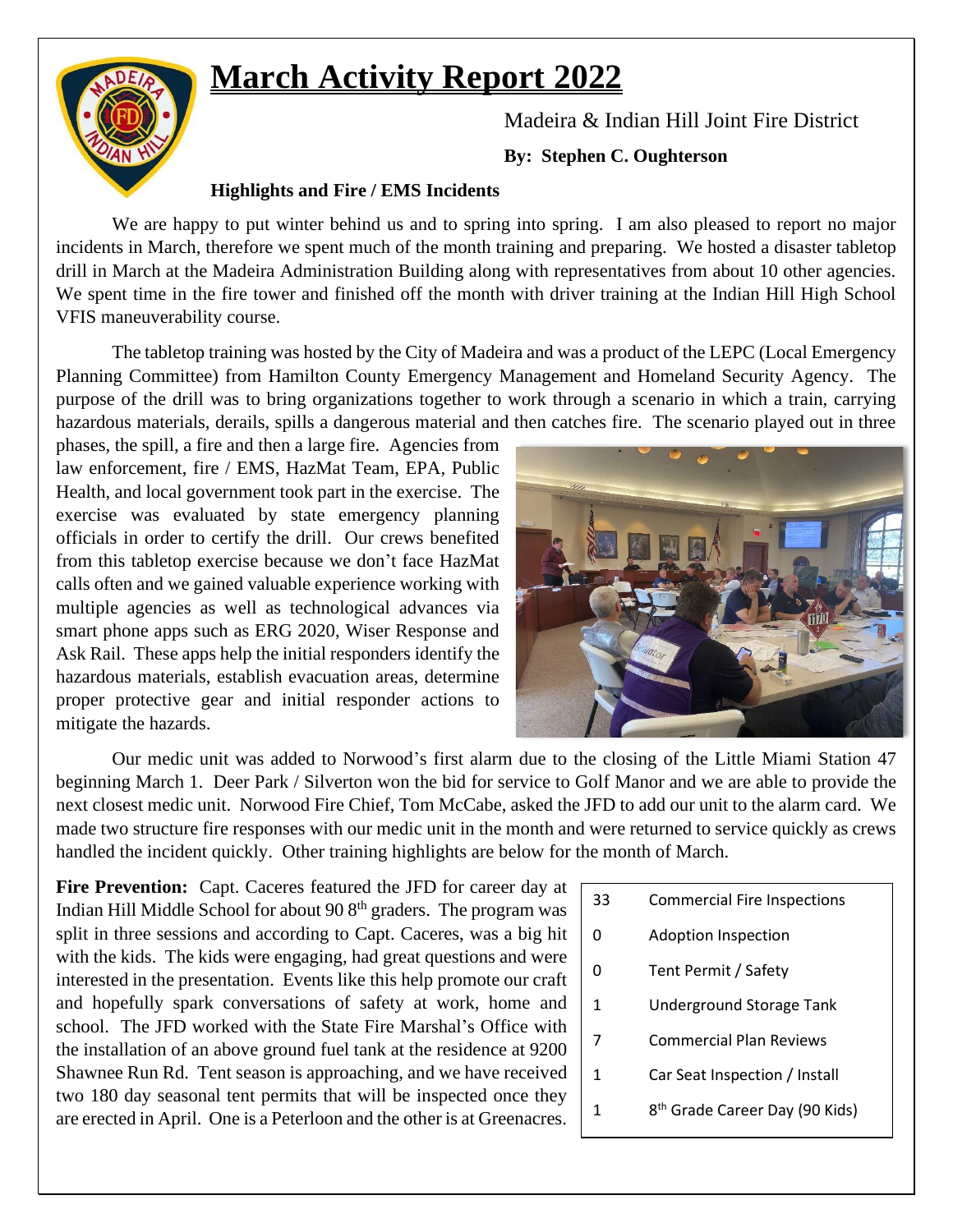# March Activity Report 2022

Madeira & Indian Hill Joint Fire District

**By: Stephen C. Oughterson**

**Highlights and Fire / EMS Incidents**

We are happy to put winter behind us and to spring into spring. I am also pleased to report no major incidents in March, therefore we spent much of the month training and preparing. We hosted a disaster tabletop drill in March at the Madeira Administration Building along with representatives from about 10 other agencies. We spent time in the fire tower and finished off the month with driver training at the Indian Hill High School VFIS maneuverability course.

The tabletop training was hosted by the City of Madeira and was a product of the LEPC (Local Emergency Planning Committee) from Hamilton County Emergency Management and Homeland Security Agency. The purpose of the drill was to bring organizations together to work through a scenario in which a train, carrying hazardous materials, derails, spills a dangerous material and then catches fire. The scenario played out in three phases, the spill, a fire and then a large fire. Agencies from law enforcement, fire / EMS, HazMat Team, EPA, Public Health, and local government took part in the exercise. The exercise was evaluated by state emergency planning officials in order to certify the drill. Our crews benefited from this tabletop exercise because we don't face HazMat calls often and we gained valuable experience working with multiple agencies as well as technological advances via smart phone apps such as ERG 2020, Wiser Response and Ask Rail. These apps help the initial responders identify the hazardous materials, establish evacuation areas, determine proper protective gear and initial responder actions to mitigate the hazards.

Our medic unit was added to Norwood's first alarm due to the closing of the Little Miami Station 47 beginning March 1. Deer Park / Silverton won the bid for service to Golf Manor and we are able to provide the next closest medic unit. Norwood Fire Chief, Tom McCabe, asked the JFD to add our unit to the alarm card. We made two structure fire responses with our medic unit in the month and were returned to service quickly as crews handled the incident quickly. Other training highlights are below for the month of March.

**Fire Prevention:** Capt. Caceres featured the JFD for career day at Indian Hill Middle School for about 90 8th graders. The program was split in three sessions and according to Capt. Caceres, was a big hit with the kids. The kids were engaging, had great questions and were interested in the presentation. Events like this help promote our craft and hopefully spark conversations of safety at work, home and school. The JFD worked with the State Fire Marshal's Office with the installation of an above ground fuel tank at the residence at 9200 Shawnee Run Rd. Tent season is approaching, and we have received two 180 day seasonal tent permits that will be inspected once they are erected in April. One is a Peterloon and the other is at Greenacres.

| | |
|---|---|
| 33 | Commercial Fire Inspections |
| 0 | Adoption Inspection |
| 0 | Tent Permit / Safety |
| 1 | Underground Storage Tank |
| 7 | Commercial Plan Reviews |
| 1 | Car Seat Inspection / Install |
| 1 | 8th Grade Career Day (90 Kids) |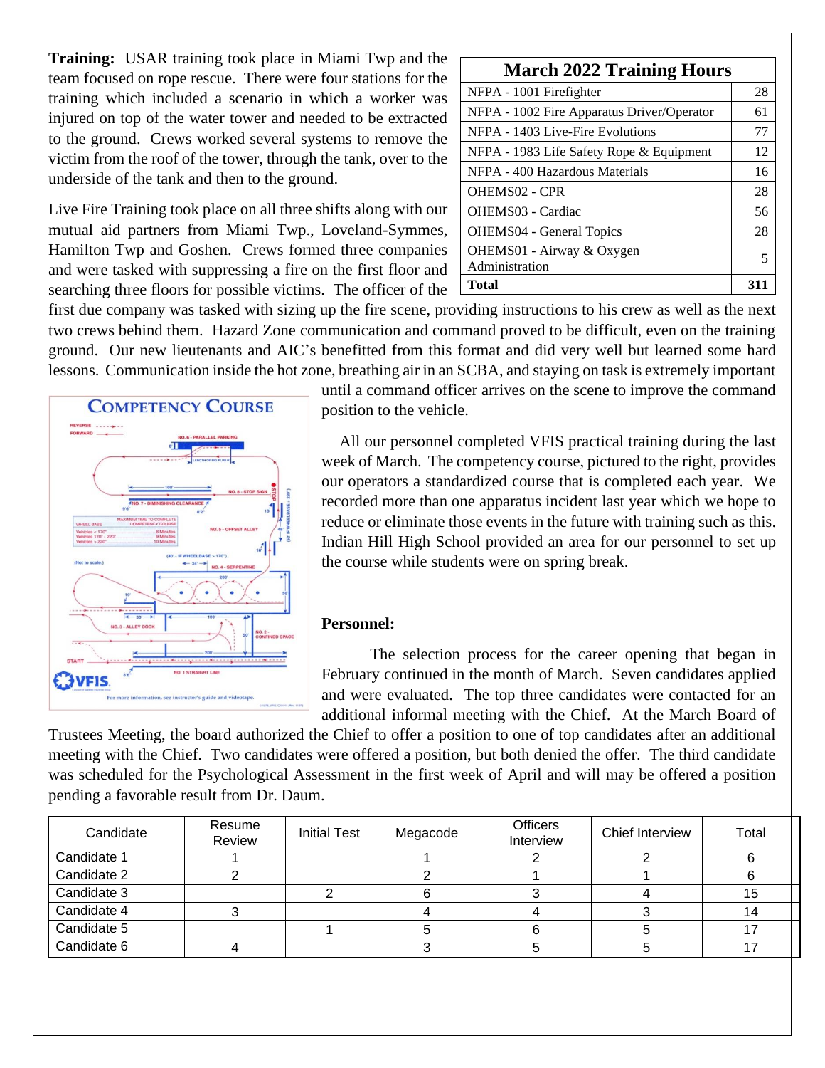**Training:** USAR training took place in Miami Twp and the team focused on rope rescue. There were four stations for the training which included a scenario in which a worker was injured on top of the water tower and needed to be extracted to the ground. Crews worked several systems to remove the victim from the roof of the tower, through the tank, over to the underside of the tank and then to the ground.

| March 2022 Training Hours | |
|---|---|
| NFPA - 1001 Firefighter | 28 |
| NFPA - 1002 Fire Apparatus Driver/Operator | 61 |
| NFPA - 1403 Live-Fire Evolutions | 77 |
| NFPA - 1983 Life Safety Rope & Equipment | 12 |
| NFPA - 400 Hazardous Materials | 16 |
| OHEMS02 - CPR | 28 |
| OHEMS03 - Cardiac | 56 |
| OHEMS04 - General Topics | 28 |
| OHEMS01 - Airway & Oxygen Administration | 5 |
| **Total** | **311** |

Live Fire Training took place on all three shifts along with our mutual aid partners from Miami Twp., Loveland-Symmes, Hamilton Twp and Goshen. Crews formed three companies and were tasked with suppressing a fire on the first floor and searching three floors for possible victims. The officer of the first due company was tasked with sizing up the fire scene, providing instructions to his crew as well as the next two crews behind them. Hazard Zone communication and command proved to be difficult, even on the training ground. Our new lieutenants and AIC's benefitted from this format and did very well but learned some hard lessons. Communication inside the hot zone, breathing air in an SCBA, and staying on task is extremely important until a command officer arrives on the scene to improve the command position to the vehicle.

All our personnel completed VFIS practical training during the last week of March. The competency course, pictured to the right, provides our operators a standardized course that is completed each year. We recorded more than one apparatus incident last year which we hope to reduce or eliminate those events in the future with training such as this. Indian Hill High School provided an area for our personnel to set up the course while students were on spring break.

**Personnel:**

The selection process for the career opening that began in February continued in the month of March. Seven candidates applied and were evaluated. The top three candidates were contacted for an additional informal meeting with the Chief. At the March Board of Trustees Meeting, the board authorized the Chief to offer a position to one of top candidates after an additional meeting with the Chief. Two candidates were offered a position, but both denied the offer. The third candidate was scheduled for the Psychological Assessment in the first week of April and will may be offered a position pending a favorable result from Dr. Daum.

| Candidate | Resume Review | Initial Test | Megacode | Officers Interview | Chief Interview | Total |
|---|---|---|---|---|---|---|
| Candidate 1 | 1 | | 1 | 2 | 2 | 6 |
| Candidate 2 | 2 | | 2 | 1 | 1 | 6 |
| Candidate 3 | | 2 | 6 | 3 | 4 | 15 |
| Candidate 4 | 3 | | 4 | 4 | 3 | 14 |
| Candidate 5 | | 1 | 5 | 6 | 5 | 17 |
| Candidate 6 | 4 | | 3 | 5 | 5 | 17 |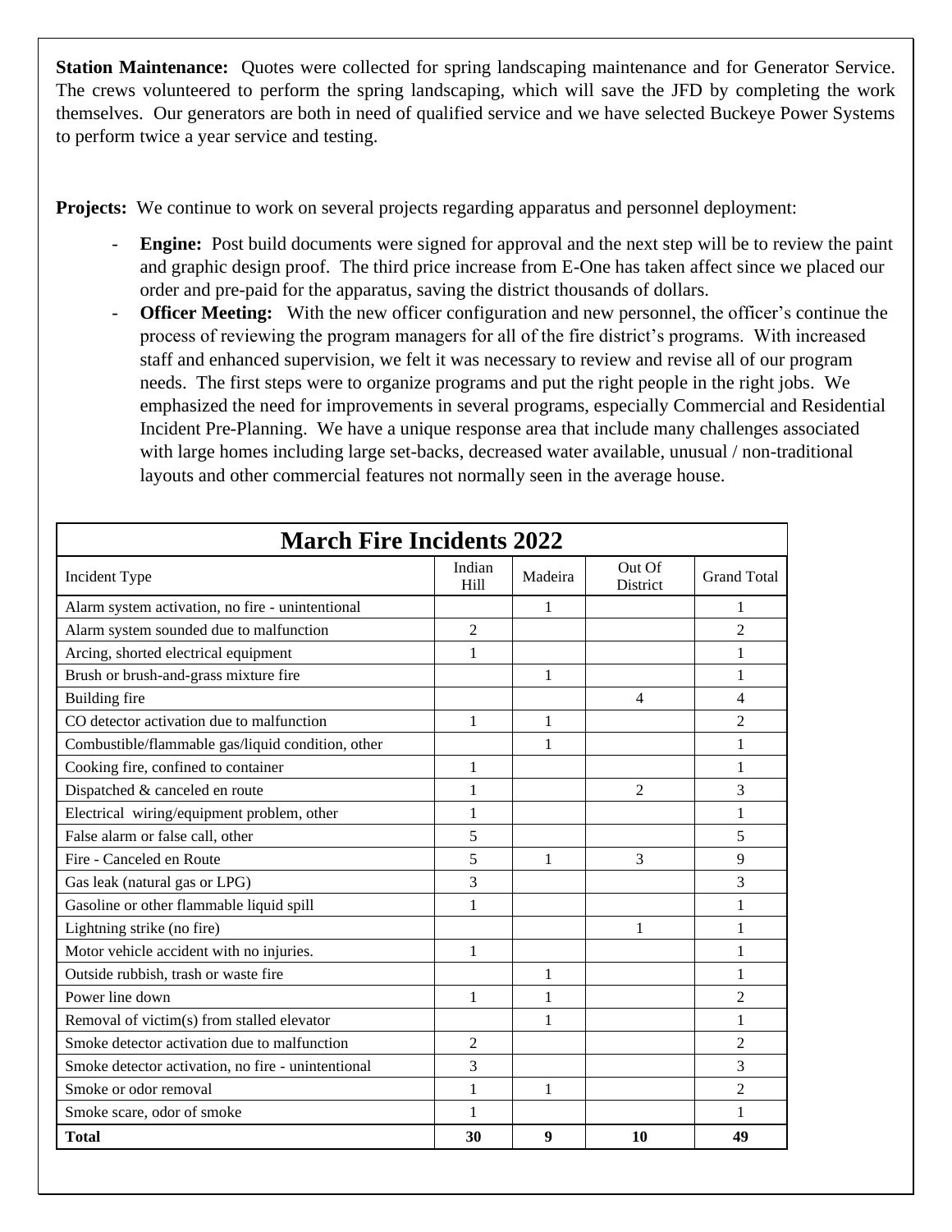**Station Maintenance:** Quotes were collected for spring landscaping maintenance and for Generator Service. The crews volunteered to perform the spring landscaping, which will save the JFD by completing the work themselves. Our generators are both in need of qualified service and we have selected Buckeye Power Systems to perform twice a year service and testing.

**Projects:** We continue to work on several projects regarding apparatus and personnel deployment:

- **Engine:** Post build documents were signed for approval and the next step will be to review the paint and graphic design proof. The third price increase from E-One has taken affect since we placed our order and pre-paid for the apparatus, saving the district thousands of dollars.
- **Officer Meeting:** With the new officer configuration and new personnel, the officer's continue the process of reviewing the program managers for all of the fire district's programs. With increased staff and enhanced supervision, we felt it was necessary to review and revise all of our program needs. The first steps were to organize programs and put the right people in the right jobs. We emphasized the need for improvements in several programs, especially Commercial and Residential Incident Pre-Planning. We have a unique response area that include many challenges associated with large homes including large set-backs, decreased water available, unusual / non-traditional layouts and other commercial features not normally seen in the average house.

| **March Fire Incidents 2022** | | | | |
|---|---|---|---|---|
| Incident Type | Indian Hill | Madeira | Out Of District | Grand Total |
| Alarm system activation, no fire - unintentional | | 1 | | 1 |
| Alarm system sounded due to malfunction | 2 | | | 2 |
| Arcing, shorted electrical equipment | 1 | | | 1 |
| Brush or brush-and-grass mixture fire | | 1 | | 1 |
| Building fire | | | 4 | 4 |
| CO detector activation due to malfunction | 1 | 1 | | 2 |
| Combustible/flammable gas/liquid condition, other | | 1 | | 1 |
| Cooking fire, confined to container | 1 | | | 1 |
| Dispatched & canceled en route | 1 | | 2 | 3 |
| Electrical wiring/equipment problem, other | 1 | | | 1 |
| False alarm or false call, other | 5 | | | 5 |
| Fire - Canceled en Route | 5 | 1 | 3 | 9 |
| Gas leak (natural gas or LPG) | 3 | | | 3 |
| Gasoline or other flammable liquid spill | 1 | | | 1 |
| Lightning strike (no fire) | | | 1 | 1 |
| Motor vehicle accident with no injuries. | 1 | | | 1 |
| Outside rubbish, trash or waste fire | | 1 | | 1 |
| Power line down | 1 | 1 | | 2 |
| Removal of victim(s) from stalled elevator | | 1 | | 1 |
| Smoke detector activation due to malfunction | 2 | | | 2 |
| Smoke detector activation, no fire - unintentional | 3 | | | 3 |
| Smoke or odor removal | 1 | 1 | | 2 |
| Smoke scare, odor of smoke | 1 | | | 1 |
| **Total** | **30** | **9** | **10** | **49** |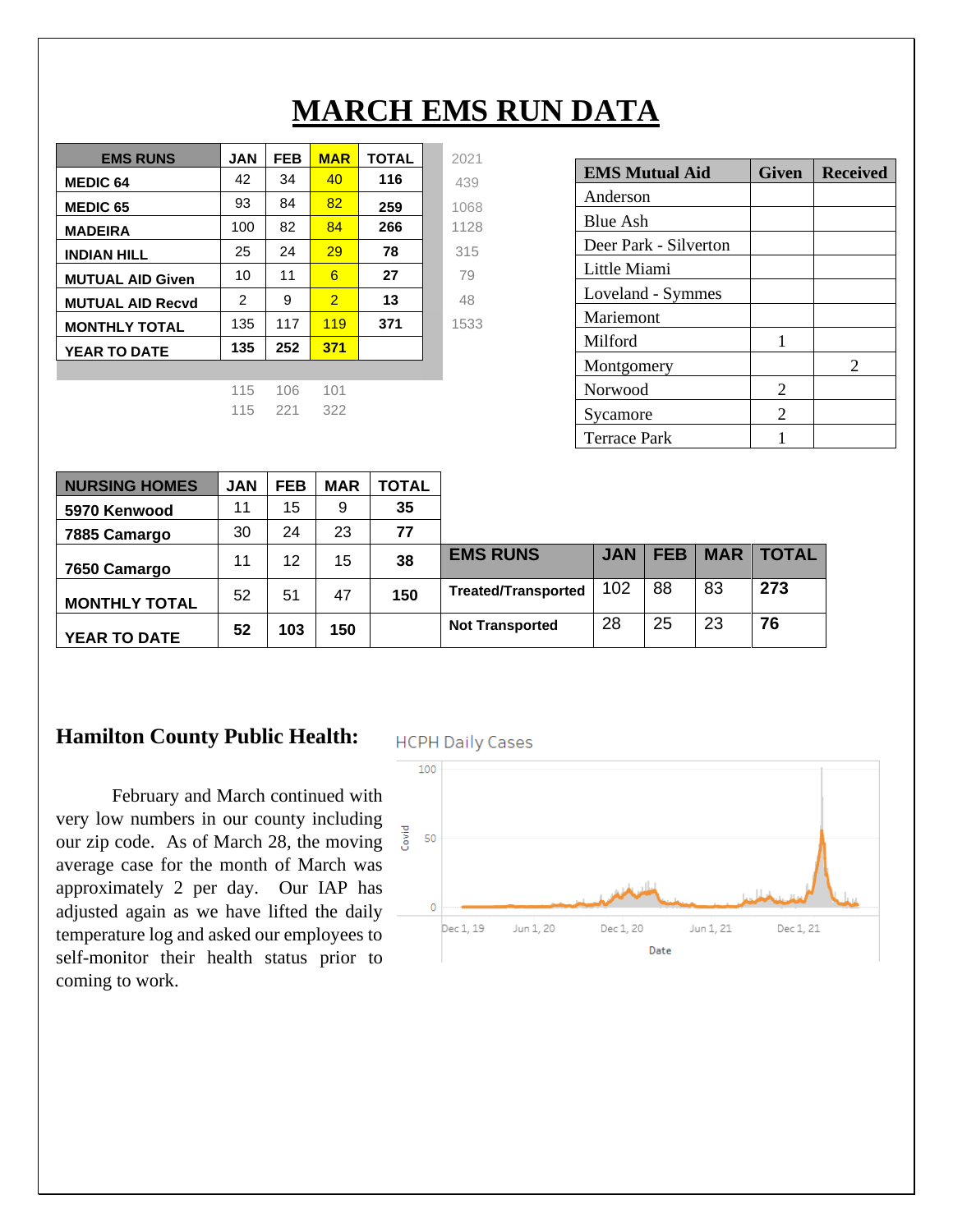# MARCH EMS RUN DATA

| EMS RUNS | JAN | FEB | MAR | TOTAL | 2021 |
|---|---|---|---|---|---|
| MEDIC 64 | 42 | 34 | 40 | 116 | 439 |
| MEDIC 65 | 93 | 84 | 82 | 259 | 1068 |
| MADEIRA | 100 | 82 | 84 | 266 | 1128 |
| INDIAN HILL | 25 | 24 | 29 | 78 | 315 |
| MUTUAL AID Given | 10 | 11 | 6 | 27 | 79 |
| MUTUAL AID Recvd | 2 | 9 | 2 | 13 | 48 |
| MONTHLY TOTAL | 135 | 117 | 119 | 371 | 1533 |
| YEAR TO DATE | 135 | 252 | 371 | | |
| | 115 | 106 | 101 | | |
| | 115 | 221 | 322 | | |

| EMS Mutual Aid | Given | Received |
|---|---|---|
| Anderson | | |
| Blue Ash | | |
| Deer Park - Silverton | | |
| Little Miami | | |
| Loveland - Symmes | | |
| Mariemont | | |
| Milford | 1 | |
| Montgomery | | 2 |
| Norwood | 2 | |
| Sycamore | 2 | |
| Terrace Park | 1 | |

| NURSING HOMES | JAN | FEB | MAR | TOTAL |
|---|---|---|---|---|
| 5970 Kenwood | 11 | 15 | 9 | 35 |
| 7885 Camargo | 30 | 24 | 23 | 77 |
| 7650 Camargo | 11 | 12 | 15 | 38 |
| MONTHLY TOTAL | 52 | 51 | 47 | 150 |
| YEAR TO DATE | 52 | 103 | 150 | |

| EMS RUNS | JAN | FEB | MAR | TOTAL |
|---|---|---|---|---|
| Treated/Transported | 102 | 88 | 83 | 273 |
| Not Transported | 28 | 25 | 23 | 76 |

## Hamilton County Public Health:

February and March continued with very low numbers in our county including our zip code. As of March 28, the moving average case for the month of March was approximately 2 per day. Our IAP has adjusted again as we have lifted the daily temperature log and asked our employees to self-monitor their health status prior to coming to work.

HCPH Daily Cases

100

50

0

Covid

Dec 1, 19

Jun 1, 20

Dec 1, 20

Jun 1, 21

Dec 1, 21

Date